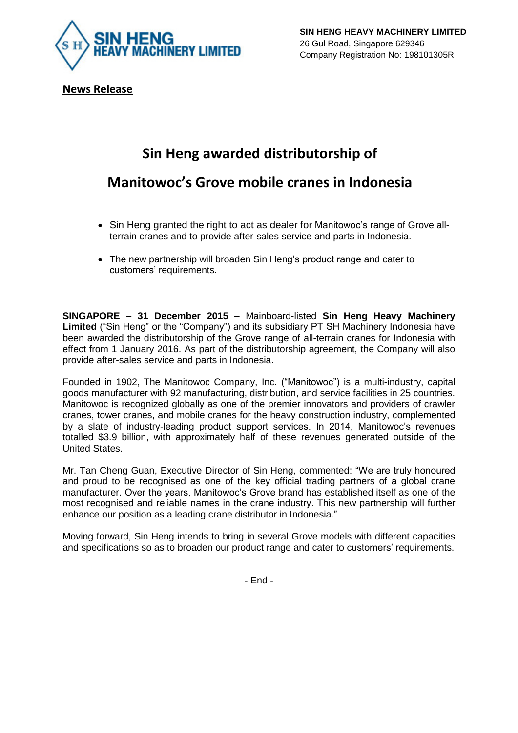**SIN HENG HEAVY MACHINERY LIMITED**
26 Gul Road, Singapore 629346
Company Registration No: 198101305R

**News Release**

# Sin Heng awarded distributorship of Manitowoc's Grove mobile cranes in Indonesia

- Sin Heng granted the right to act as dealer for Manitowoc's range of Grove all-terrain cranes and to provide after-sales service and parts in Indonesia.
- The new partnership will broaden Sin Heng's product range and cater to customers' requirements.

**SINGAPORE – 31 December 2015 –** Mainboard-listed **Sin Heng Heavy Machinery Limited** ("Sin Heng" or the "Company") and its subsidiary PT SH Machinery Indonesia have been awarded the distributorship of the Grove range of all-terrain cranes for Indonesia with effect from 1 January 2016. As part of the distributorship agreement, the Company will also provide after-sales service and parts in Indonesia.

Founded in 1902, The Manitowoc Company, Inc. ("Manitowoc") is a multi-industry, capital goods manufacturer with 92 manufacturing, distribution, and service facilities in 25 countries. Manitowoc is recognized globally as one of the premier innovators and providers of crawler cranes, tower cranes, and mobile cranes for the heavy construction industry, complemented by a slate of industry-leading product support services. In 2014, Manitowoc's revenues totalled $3.9 billion, with approximately half of these revenues generated outside of the United States.

Mr. Tan Cheng Guan, Executive Director of Sin Heng, commented: "We are truly honoured and proud to be recognised as one of the key official trading partners of a global crane manufacturer. Over the years, Manitowoc's Grove brand has established itself as one of the most recognised and reliable names in the crane industry. This new partnership will further enhance our position as a leading crane distributor in Indonesia."

Moving forward, Sin Heng intends to bring in several Grove models with different capacities and specifications so as to broaden our product range and cater to customers' requirements.

- End -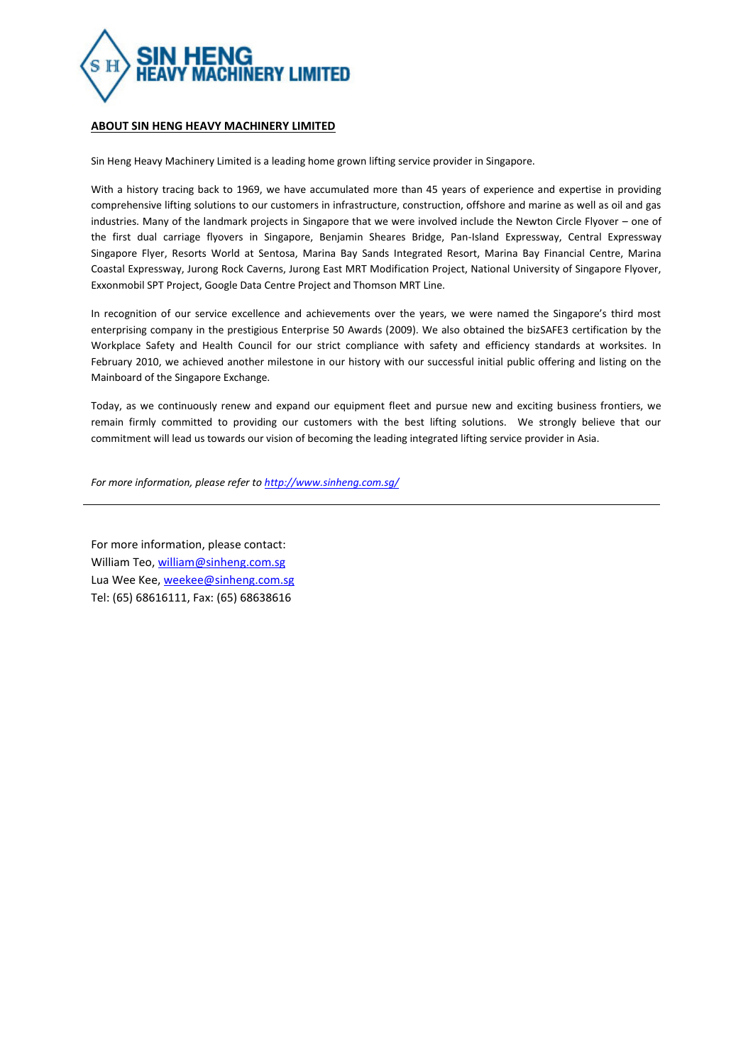## ABOUT SIN HENG HEAVY MACHINERY LIMITED

Sin Heng Heavy Machinery Limited is a leading home grown lifting service provider in Singapore.

With a history tracing back to 1969, we have accumulated more than 45 years of experience and expertise in providing comprehensive lifting solutions to our customers in infrastructure, construction, offshore and marine as well as oil and gas industries. Many of the landmark projects in Singapore that we were involved include the Newton Circle Flyover – one of the first dual carriage flyovers in Singapore, Benjamin Sheares Bridge, Pan-Island Expressway, Central Expressway Singapore Flyer, Resorts World at Sentosa, Marina Bay Sands Integrated Resort, Marina Bay Financial Centre, Marina Coastal Expressway, Jurong Rock Caverns, Jurong East MRT Modification Project, National University of Singapore Flyover, Exxonmobil SPT Project, Google Data Centre Project and Thomson MRT Line.

In recognition of our service excellence and achievements over the years, we were named the Singapore's third most enterprising company in the prestigious Enterprise 50 Awards (2009). We also obtained the bizSAFE3 certification by the Workplace Safety and Health Council for our strict compliance with safety and efficiency standards at worksites. In February 2010, we achieved another milestone in our history with our successful initial public offering and listing on the Mainboard of the Singapore Exchange.

Today, as we continuously renew and expand our equipment fleet and pursue new and exciting business frontiers, we remain firmly committed to providing our customers with the best lifting solutions. We strongly believe that our commitment will lead us towards our vision of becoming the leading integrated lifting service provider in Asia.

*For more information, please refer to [http://www.sinheng.com.sg/](http://www.sinheng.com.sg/)*

---

For more information, please contact:
William Teo, william@sinheng.com.sg
Lua Wee Kee, weekee@sinheng.com.sg
Tel: (65) 68616111, Fax: (65) 68638616